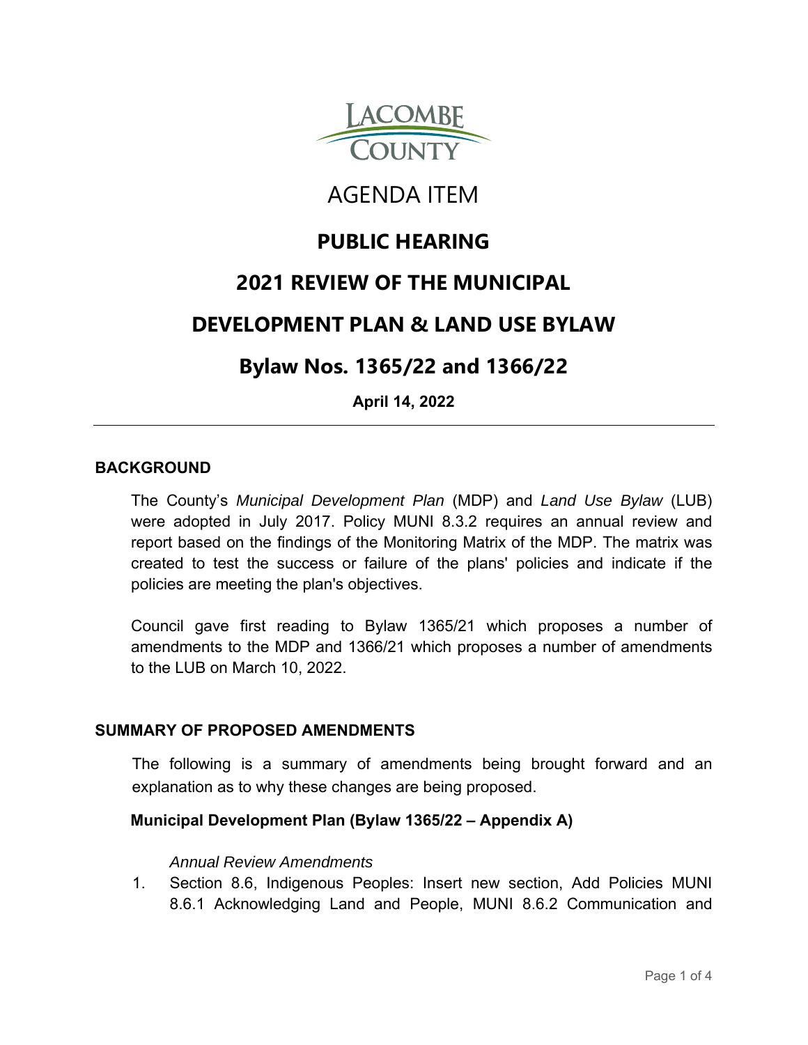LACOMBE COUNTY

# AGENDA ITEM

# PUBLIC HEARING

# 2021 REVIEW OF THE MUNICIPAL DEVELOPMENT PLAN & LAND USE BYLAW

# Bylaw Nos. 1365/22 and 1366/22

**April 14, 2022**

---

## BACKGROUND

The County's *Municipal Development Plan* (MDP) and *Land Use Bylaw* (LUB) were adopted in July 2017. Policy MUNI 8.3.2 requires an annual review and report based on the findings of the Monitoring Matrix of the MDP. The matrix was created to test the success or failure of the plans' policies and indicate if the policies are meeting the plan's objectives.

Council gave first reading to Bylaw 1365/21 which proposes a number of amendments to the MDP and 1366/21 which proposes a number of amendments to the LUB on March 10, 2022.

## SUMMARY OF PROPOSED AMENDMENTS

The following is a summary of amendments being brought forward and an explanation as to why these changes are being proposed.

### Municipal Development Plan (Bylaw 1365/22 – Appendix A)

*Annual Review Amendments*

1. Section 8.6, Indigenous Peoples: Insert new section, Add Policies MUNI 8.6.1 Acknowledging Land and People, MUNI 8.6.2 Communication and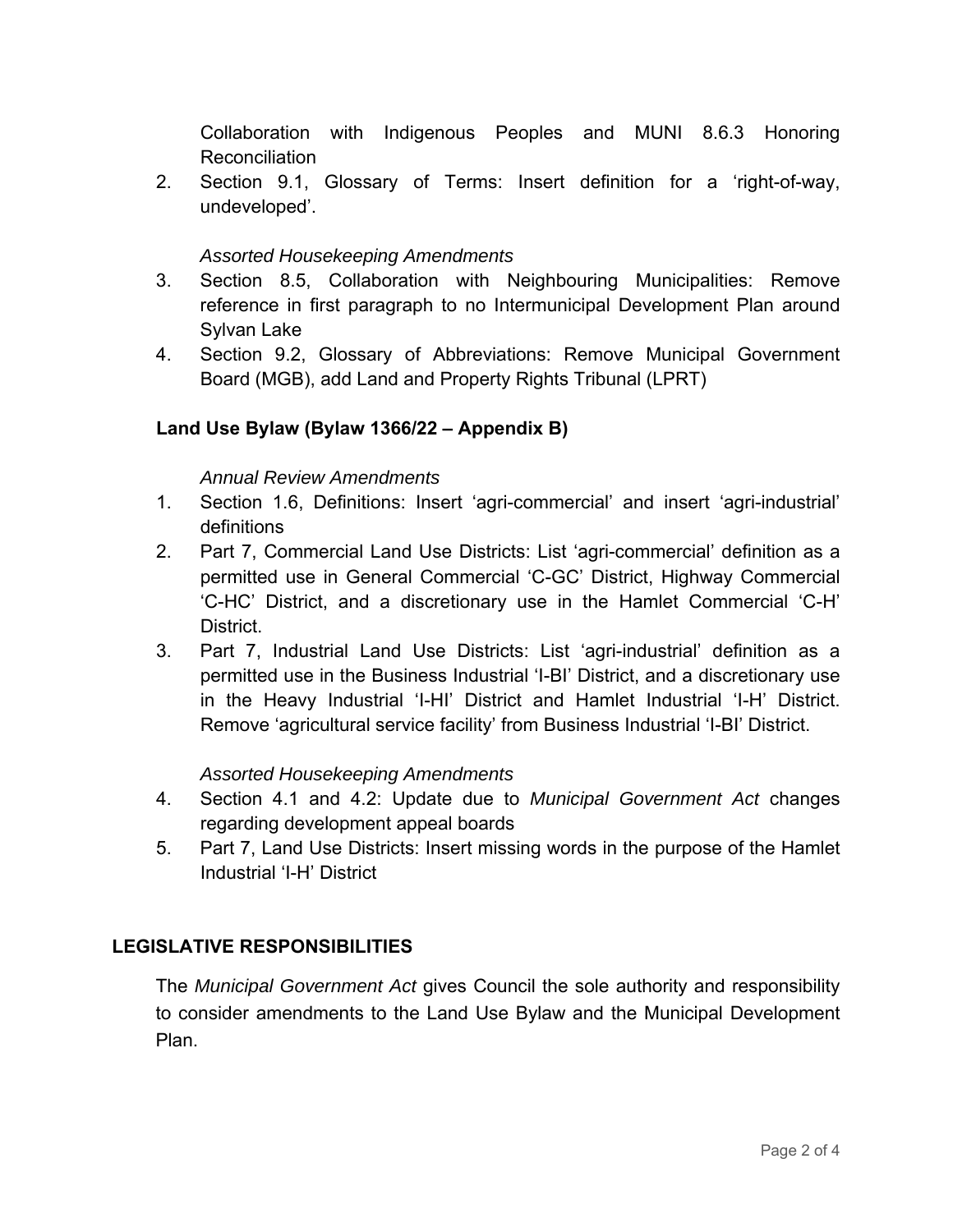Collaboration with Indigenous Peoples and MUNI 8.6.3 Honoring Reconciliation

2. Section 9.1, Glossary of Terms: Insert definition for a 'right-of-way, undeveloped'.

*Assorted Housekeeping Amendments*

3. Section 8.5, Collaboration with Neighbouring Municipalities: Remove reference in first paragraph to no Intermunicipal Development Plan around Sylvan Lake
4. Section 9.2, Glossary of Abbreviations: Remove Municipal Government Board (MGB), add Land and Property Rights Tribunal (LPRT)

**Land Use Bylaw (Bylaw 1366/22 – Appendix B)**

*Annual Review Amendments*

1. Section 1.6, Definitions: Insert 'agri-commercial' and insert 'agri-industrial' definitions
2. Part 7, Commercial Land Use Districts: List 'agri-commercial' definition as a permitted use in General Commercial 'C-GC' District, Highway Commercial 'C-HC' District, and a discretionary use in the Hamlet Commercial 'C-H' District.
3. Part 7, Industrial Land Use Districts: List 'agri-industrial' definition as a permitted use in the Business Industrial 'I-BI' District, and a discretionary use in the Heavy Industrial 'I-HI' District and Hamlet Industrial 'I-H' District. Remove 'agricultural service facility' from Business Industrial 'I-BI' District.

*Assorted Housekeeping Amendments*

4. Section 4.1 and 4.2: Update due to *Municipal Government Act* changes regarding development appeal boards
5. Part 7, Land Use Districts: Insert missing words in the purpose of the Hamlet Industrial 'I-H' District

## LEGISLATIVE RESPONSIBILITIES

The *Municipal Government Act* gives Council the sole authority and responsibility to consider amendments to the Land Use Bylaw and the Municipal Development Plan.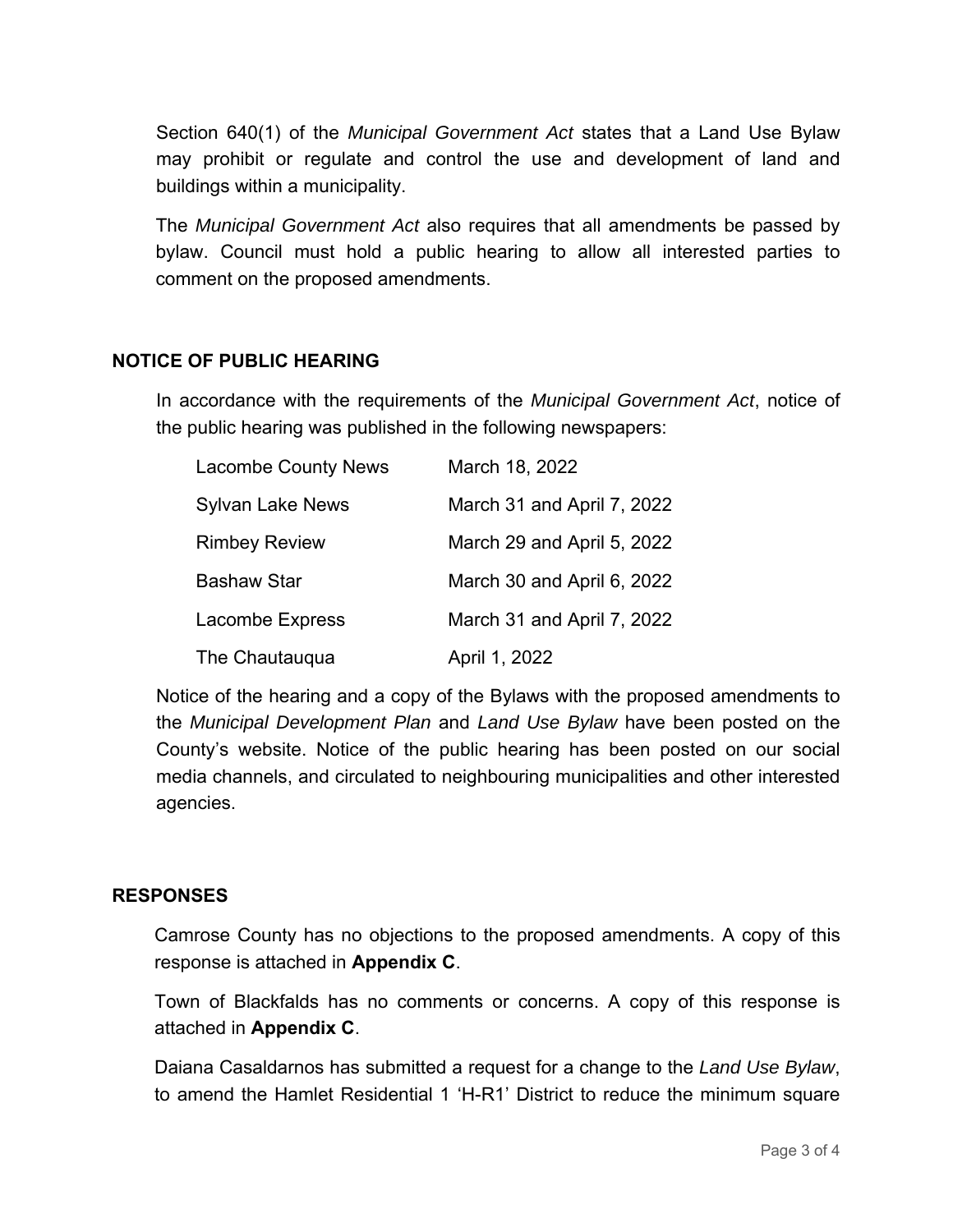Section 640(1) of the *Municipal Government Act* states that a Land Use Bylaw may prohibit or regulate and control the use and development of land and buildings within a municipality.

The *Municipal Government Act* also requires that all amendments be passed by bylaw. Council must hold a public hearing to allow all interested parties to comment on the proposed amendments.

## NOTICE OF PUBLIC HEARING

In accordance with the requirements of the *Municipal Government Act*, notice of the public hearing was published in the following newspapers:

| | |
|---|---|
| Lacombe County News | March 18, 2022 |
| Sylvan Lake News | March 31 and April 7, 2022 |
| Rimbey Review | March 29 and April 5, 2022 |
| Bashaw Star | March 30 and April 6, 2022 |
| Lacombe Express | March 31 and April 7, 2022 |
| The Chautauqua | April 1, 2022 |

Notice of the hearing and a copy of the Bylaws with the proposed amendments to the *Municipal Development Plan* and *Land Use Bylaw* have been posted on the County's website. Notice of the public hearing has been posted on our social media channels, and circulated to neighbouring municipalities and other interested agencies.

## RESPONSES

Camrose County has no objections to the proposed amendments. A copy of this response is attached in **Appendix C**.

Town of Blackfalds has no comments or concerns. A copy of this response is attached in **Appendix C**.

Daiana Casaldarnos has submitted a request for a change to the *Land Use Bylaw*, to amend the Hamlet Residential 1 'H-R1' District to reduce the minimum square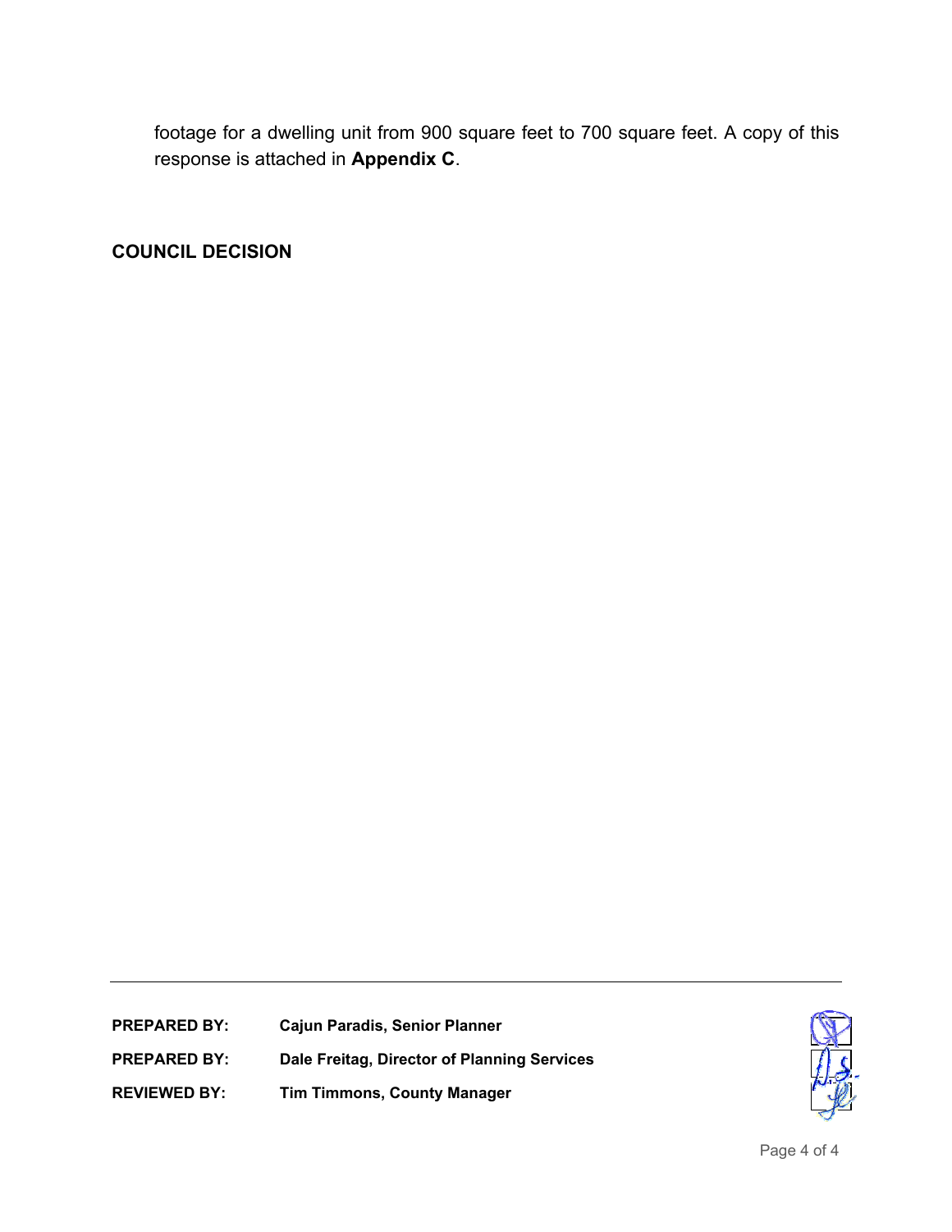footage for a dwelling unit from 900 square feet to 700 square feet. A copy of this response is attached in **Appendix C**.

## COUNCIL DECISION

**PREPARED BY:** **Cajun Paradis, Senior Planner**

**PREPARED BY:** **Dale Freitag, Director of Planning Services**

**REVIEWED BY:** **Tim Timmons, County Manager**